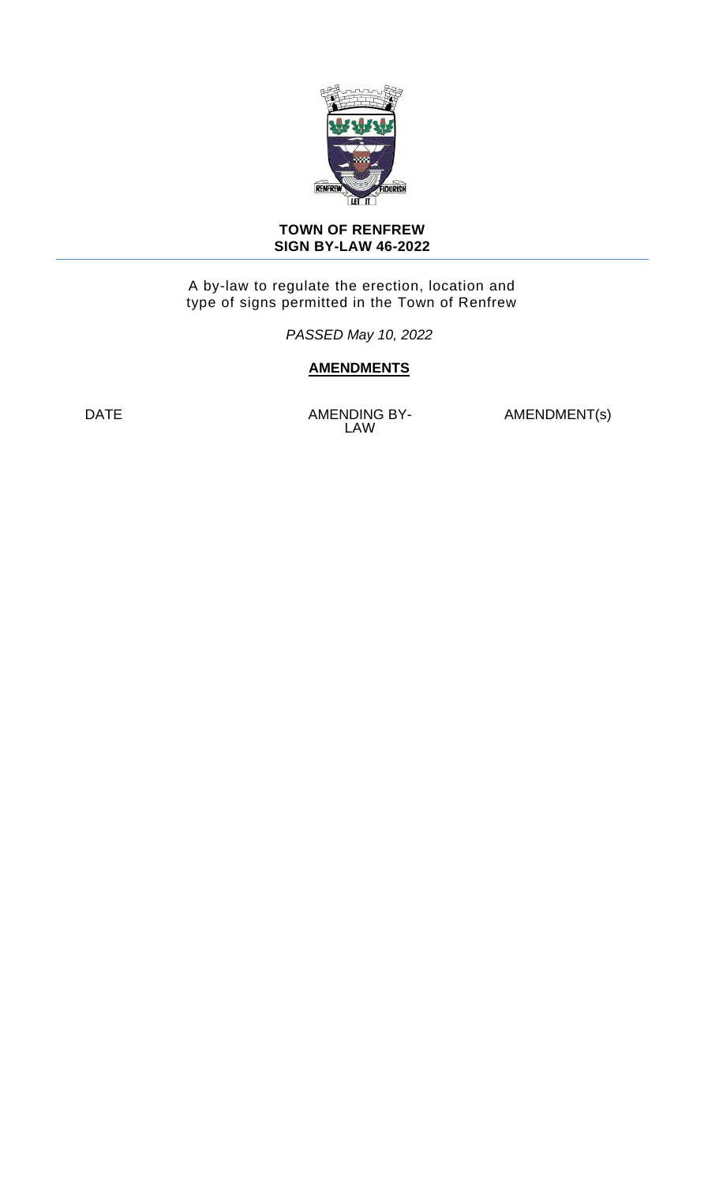**TOWN OF RENFREW**
**SIGN BY-LAW 46-2022**

A by-law to regulate the erection, location and type of signs permitted in the Town of Renfrew

*PASSED May 10, 2022*

**AMENDMENTS**

| DATE | AMENDING BY-LAW | AMENDMENT(s) |
|---|---|---|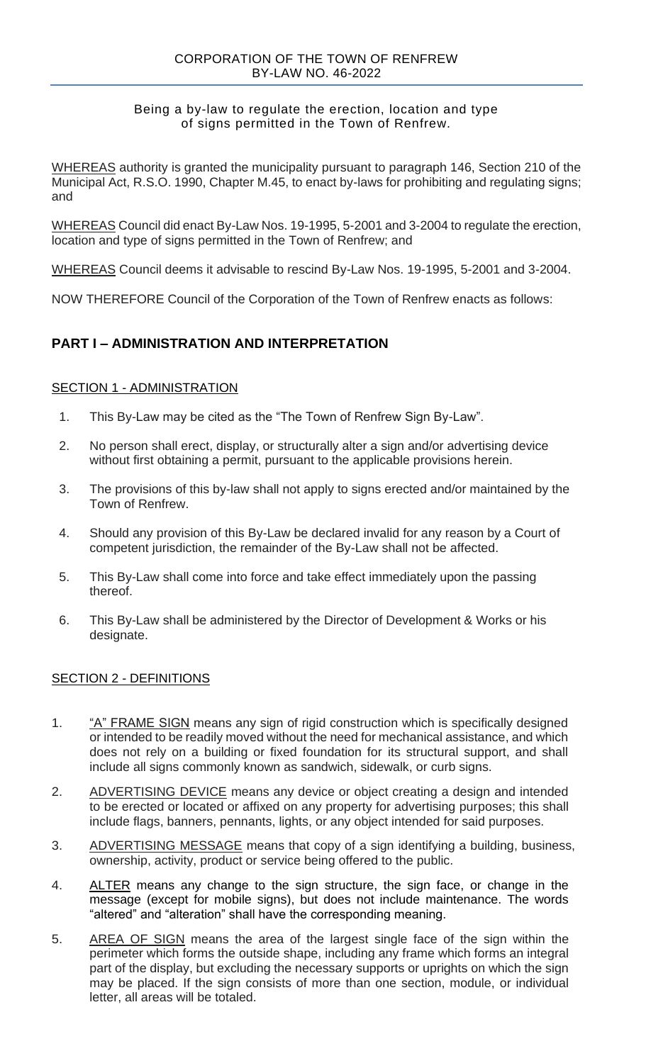CORPORATION OF THE TOWN OF RENFREW
BY-LAW NO. 46-2022

Being a by-law to regulate the erection, location and type of signs permitted in the Town of Renfrew.

WHEREAS authority is granted the municipality pursuant to paragraph 146, Section 210 of the Municipal Act, R.S.O. 1990, Chapter M.45, to enact by-laws for prohibiting and regulating signs; and

WHEREAS Council did enact By-Law Nos. 19-1995, 5-2001 and 3-2004 to regulate the erection, location and type of signs permitted in the Town of Renfrew; and

WHEREAS Council deems it advisable to rescind By-Law Nos. 19-1995, 5-2001 and 3-2004.

NOW THEREFORE Council of the Corporation of the Town of Renfrew enacts as follows:

## PART I – ADMINISTRATION AND INTERPRETATION

### SECTION 1 - ADMINISTRATION

1. This By-Law may be cited as the "The Town of Renfrew Sign By-Law".
2. No person shall erect, display, or structurally alter a sign and/or advertising device without first obtaining a permit, pursuant to the applicable provisions herein.
3. The provisions of this by-law shall not apply to signs erected and/or maintained by the Town of Renfrew.
4. Should any provision of this By-Law be declared invalid for any reason by a Court of competent jurisdiction, the remainder of the By-Law shall not be affected.
5. This By-Law shall come into force and take effect immediately upon the passing thereof.
6. This By-Law shall be administered by the Director of Development & Works or his designate.

### SECTION 2 - DEFINITIONS

1. "A" FRAME SIGN means any sign of rigid construction which is specifically designed or intended to be readily moved without the need for mechanical assistance, and which does not rely on a building or fixed foundation for its structural support, and shall include all signs commonly known as sandwich, sidewalk, or curb signs.
2. ADVERTISING DEVICE means any device or object creating a design and intended to be erected or located or affixed on any property for advertising purposes; this shall include flags, banners, pennants, lights, or any object intended for said purposes.
3. ADVERTISING MESSAGE means that copy of a sign identifying a building, business, ownership, activity, product or service being offered to the public.
4. ALTER means any change to the sign structure, the sign face, or change in the message (except for mobile signs), but does not include maintenance. The words "altered" and "alteration" shall have the corresponding meaning.
5. AREA OF SIGN means the area of the largest single face of the sign within the perimeter which forms the outside shape, including any frame which forms an integral part of the display, but excluding the necessary supports or uprights on which the sign may be placed. If the sign consists of more than one section, module, or individual letter, all areas will be totaled.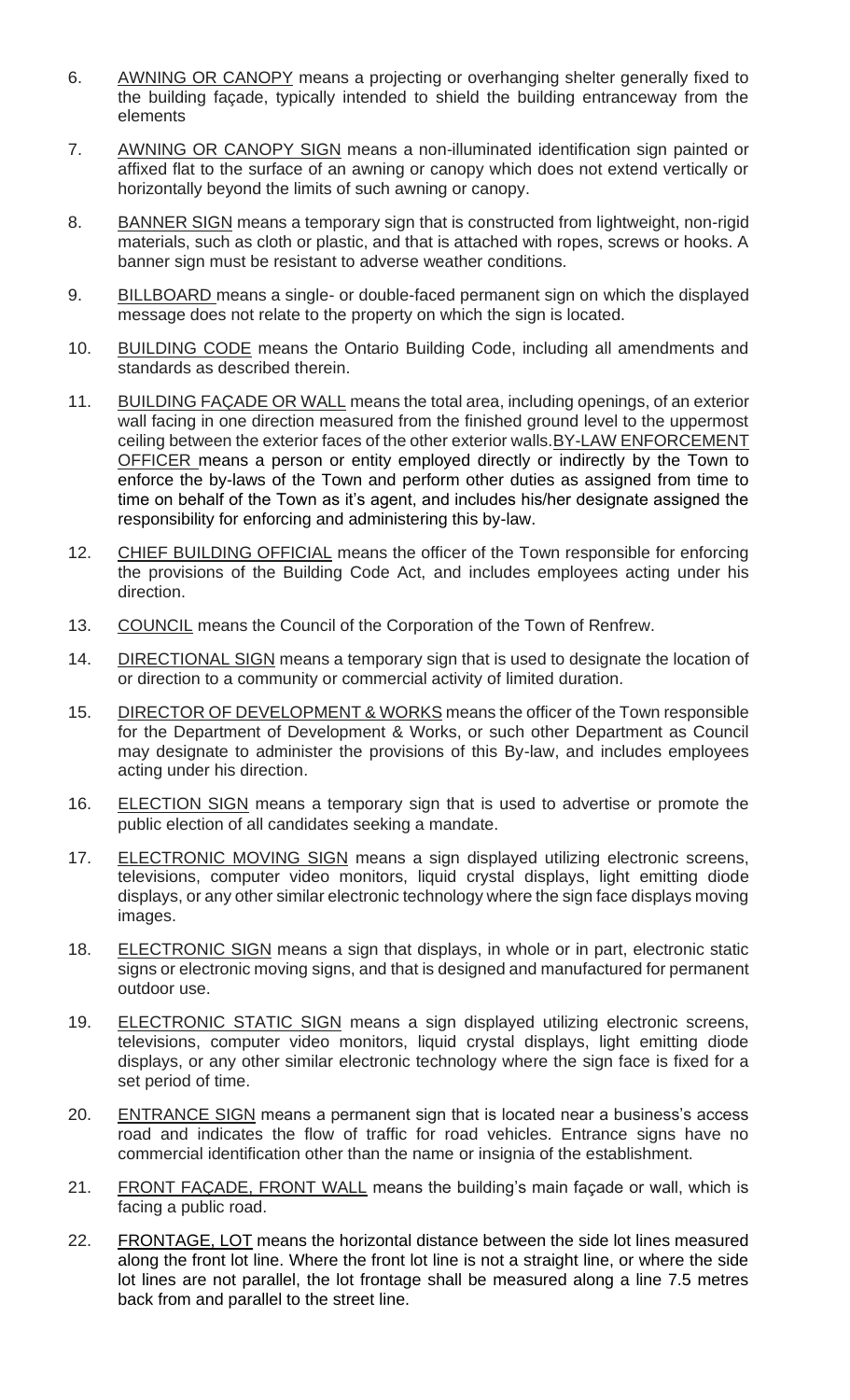6. AWNING OR CANOPY means a projecting or overhanging shelter generally fixed to the building façade, typically intended to shield the building entranceway from the elements

7. AWNING OR CANOPY SIGN means a non-illuminated identification sign painted or affixed flat to the surface of an awning or canopy which does not extend vertically or horizontally beyond the limits of such awning or canopy.

8. BANNER SIGN means a temporary sign that is constructed from lightweight, non-rigid materials, such as cloth or plastic, and that is attached with ropes, screws or hooks. A banner sign must be resistant to adverse weather conditions.

9. BILLBOARD means a single- or double-faced permanent sign on which the displayed message does not relate to the property on which the sign is located.

10. BUILDING CODE means the Ontario Building Code, including all amendments and standards as described therein.

11. BUILDING FAÇADE OR WALL means the total area, including openings, of an exterior wall facing in one direction measured from the finished ground level to the uppermost ceiling between the exterior faces of the other exterior walls. BY-LAW ENFORCEMENT OFFICER means a person or entity employed directly or indirectly by the Town to enforce the by-laws of the Town and perform other duties as assigned from time to time on behalf of the Town as it's agent, and includes his/her designate assigned the responsibility for enforcing and administering this by-law.

12. CHIEF BUILDING OFFICIAL means the officer of the Town responsible for enforcing the provisions of the Building Code Act, and includes employees acting under his direction.

13. COUNCIL means the Council of the Corporation of the Town of Renfrew.

14. DIRECTIONAL SIGN means a temporary sign that is used to designate the location of or direction to a community or commercial activity of limited duration.

15. DIRECTOR OF DEVELOPMENT & WORKS means the officer of the Town responsible for the Department of Development & Works, or such other Department as Council may designate to administer the provisions of this By-law, and includes employees acting under his direction.

16. ELECTION SIGN means a temporary sign that is used to advertise or promote the public election of all candidates seeking a mandate.

17. ELECTRONIC MOVING SIGN means a sign displayed utilizing electronic screens, televisions, computer video monitors, liquid crystal displays, light emitting diode displays, or any other similar electronic technology where the sign face displays moving images.

18. ELECTRONIC SIGN means a sign that displays, in whole or in part, electronic static signs or electronic moving signs, and that is designed and manufactured for permanent outdoor use.

19. ELECTRONIC STATIC SIGN means a sign displayed utilizing electronic screens, televisions, computer video monitors, liquid crystal displays, light emitting diode displays, or any other similar electronic technology where the sign face is fixed for a set period of time.

20. ENTRANCE SIGN means a permanent sign that is located near a business's access road and indicates the flow of traffic for road vehicles. Entrance signs have no commercial identification other than the name or insignia of the establishment.

21. FRONT FAÇADE, FRONT WALL means the building's main façade or wall, which is facing a public road.

22. FRONTAGE, LOT means the horizontal distance between the side lot lines measured along the front lot line. Where the front lot line is not a straight line, or where the side lot lines are not parallel, the lot frontage shall be measured along a line 7.5 metres back from and parallel to the street line.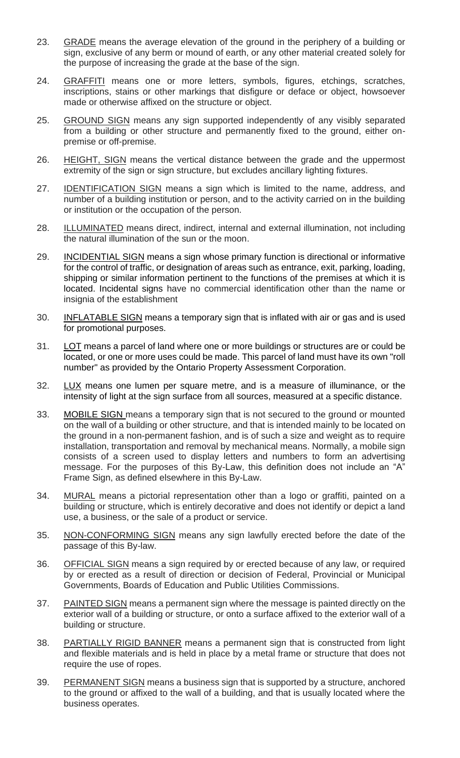23. GRADE means the average elevation of the ground in the periphery of a building or sign, exclusive of any berm or mound of earth, or any other material created solely for the purpose of increasing the grade at the base of the sign.

24. GRAFFITI means one or more letters, symbols, figures, etchings, scratches, inscriptions, stains or other markings that disfigure or deface or object, howsoever made or otherwise affixed on the structure or object.

25. GROUND SIGN means any sign supported independently of any visibly separated from a building or other structure and permanently fixed to the ground, either on-premise or off-premise.

26. HEIGHT, SIGN means the vertical distance between the grade and the uppermost extremity of the sign or sign structure, but excludes ancillary lighting fixtures.

27. IDENTIFICATION SIGN means a sign which is limited to the name, address, and number of a building institution or person, and to the activity carried on in the building or institution or the occupation of the person.

28. ILLUMINATED means direct, indirect, internal and external illumination, not including the natural illumination of the sun or the moon.

29. INCIDENTIAL SIGN means a sign whose primary function is directional or informative for the control of traffic, or designation of areas such as entrance, exit, parking, loading, shipping or similar information pertinent to the functions of the premises at which it is located. Incidental signs have no commercial identification other than the name or insignia of the establishment

30. INFLATABLE SIGN means a temporary sign that is inflated with air or gas and is used for promotional purposes.

31. LOT means a parcel of land where one or more buildings or structures are or could be located, or one or more uses could be made. This parcel of land must have its own "roll number" as provided by the Ontario Property Assessment Corporation.

32. LUX means one lumen per square metre, and is a measure of illuminance, or the intensity of light at the sign surface from all sources, measured at a specific distance.

33. MOBILE SIGN means a temporary sign that is not secured to the ground or mounted on the wall of a building or other structure, and that is intended mainly to be located on the ground in a non-permanent fashion, and is of such a size and weight as to require installation, transportation and removal by mechanical means. Normally, a mobile sign consists of a screen used to display letters and numbers to form an advertising message. For the purposes of this By-Law, this definition does not include an "A" Frame Sign, as defined elsewhere in this By-Law.

34. MURAL means a pictorial representation other than a logo or graffiti, painted on a building or structure, which is entirely decorative and does not identify or depict a land use, a business, or the sale of a product or service.

35. NON-CONFORMING SIGN means any sign lawfully erected before the date of the passage of this By-law.

36. OFFICIAL SIGN means a sign required by or erected because of any law, or required by or erected as a result of direction or decision of Federal, Provincial or Municipal Governments, Boards of Education and Public Utilities Commissions.

37. PAINTED SIGN means a permanent sign where the message is painted directly on the exterior wall of a building or structure, or onto a surface affixed to the exterior wall of a building or structure.

38. PARTIALLY RIGID BANNER means a permanent sign that is constructed from light and flexible materials and is held in place by a metal frame or structure that does not require the use of ropes.

39. PERMANENT SIGN means a business sign that is supported by a structure, anchored to the ground or affixed to the wall of a building, and that is usually located where the business operates.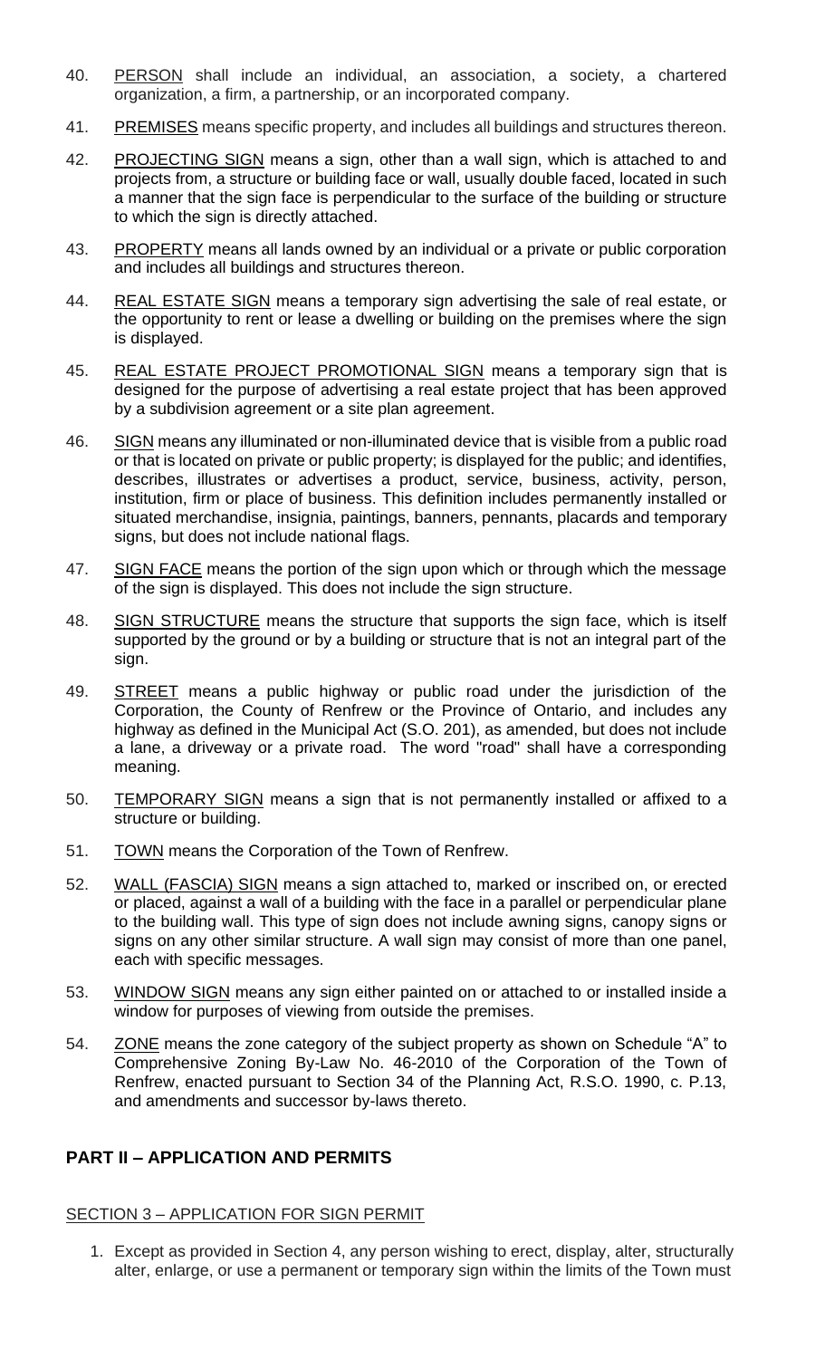40. PERSON shall include an individual, an association, a society, a chartered organization, a firm, a partnership, or an incorporated company.

41. PREMISES means specific property, and includes all buildings and structures thereon.

42. PROJECTING SIGN means a sign, other than a wall sign, which is attached to and projects from, a structure or building face or wall, usually double faced, located in such a manner that the sign face is perpendicular to the surface of the building or structure to which the sign is directly attached.

43. PROPERTY means all lands owned by an individual or a private or public corporation and includes all buildings and structures thereon.

44. REAL ESTATE SIGN means a temporary sign advertising the sale of real estate, or the opportunity to rent or lease a dwelling or building on the premises where the sign is displayed.

45. REAL ESTATE PROJECT PROMOTIONAL SIGN means a temporary sign that is designed for the purpose of advertising a real estate project that has been approved by a subdivision agreement or a site plan agreement.

46. SIGN means any illuminated or non-illuminated device that is visible from a public road or that is located on private or public property; is displayed for the public; and identifies, describes, illustrates or advertises a product, service, business, activity, person, institution, firm or place of business. This definition includes permanently installed or situated merchandise, insignia, paintings, banners, pennants, placards and temporary signs, but does not include national flags.

47. SIGN FACE means the portion of the sign upon which or through which the message of the sign is displayed. This does not include the sign structure.

48. SIGN STRUCTURE means the structure that supports the sign face, which is itself supported by the ground or by a building or structure that is not an integral part of the sign.

49. STREET means a public highway or public road under the jurisdiction of the Corporation, the County of Renfrew or the Province of Ontario, and includes any highway as defined in the Municipal Act (S.O. 201), as amended, but does not include a lane, a driveway or a private road. The word "road" shall have a corresponding meaning.

50. TEMPORARY SIGN means a sign that is not permanently installed or affixed to a structure or building.

51. TOWN means the Corporation of the Town of Renfrew.

52. WALL (FASCIA) SIGN means a sign attached to, marked or inscribed on, or erected or placed, against a wall of a building with the face in a parallel or perpendicular plane to the building wall. This type of sign does not include awning signs, canopy signs or signs on any other similar structure. A wall sign may consist of more than one panel, each with specific messages.

53. WINDOW SIGN means any sign either painted on or attached to or installed inside a window for purposes of viewing from outside the premises.

54. ZONE means the zone category of the subject property as shown on Schedule "A" to Comprehensive Zoning By-Law No. 46-2010 of the Corporation of the Town of Renfrew, enacted pursuant to Section 34 of the Planning Act, R.S.O. 1990, c. P.13, and amendments and successor by-laws thereto.

## PART II – APPLICATION AND PERMITS

### SECTION 3 – APPLICATION FOR SIGN PERMIT

1. Except as provided in Section 4, any person wishing to erect, display, alter, structurally alter, enlarge, or use a permanent or temporary sign within the limits of the Town must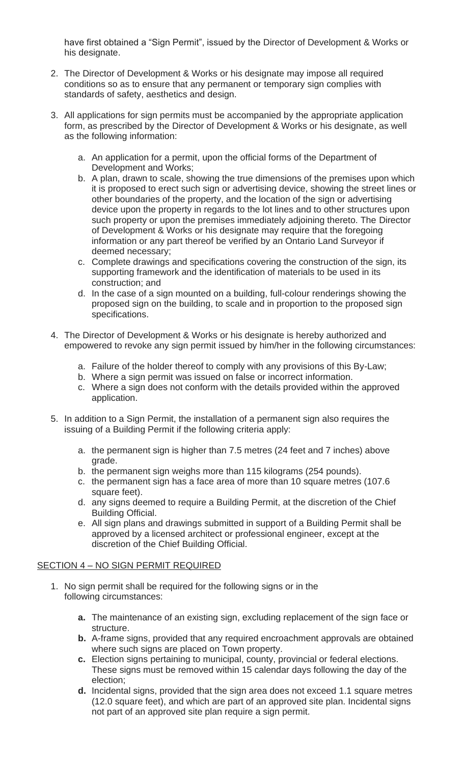have first obtained a "Sign Permit", issued by the Director of Development & Works or his designate.

2. The Director of Development & Works or his designate may impose all required conditions so as to ensure that any permanent or temporary sign complies with standards of safety, aesthetics and design.

3. All applications for sign permits must be accompanied by the appropriate application form, as prescribed by the Director of Development & Works or his designate, as well as the following information:

    a. An application for a permit, upon the official forms of the Department of Development and Works;
    b. A plan, drawn to scale, showing the true dimensions of the premises upon which it is proposed to erect such sign or advertising device, showing the street lines or other boundaries of the property, and the location of the sign or advertising device upon the property in regards to the lot lines and to other structures upon such property or upon the premises immediately adjoining thereto. The Director of Development & Works or his designate may require that the foregoing information or any part thereof be verified by an Ontario Land Surveyor if deemed necessary;
    c. Complete drawings and specifications covering the construction of the sign, its supporting framework and the identification of materials to be used in its construction; and
    d. In the case of a sign mounted on a building, full-colour renderings showing the proposed sign on the building, to scale and in proportion to the proposed sign specifications.

4. The Director of Development & Works or his designate is hereby authorized and empowered to revoke any sign permit issued by him/her in the following circumstances:

    a. Failure of the holder thereof to comply with any provisions of this By-Law;
    b. Where a sign permit was issued on false or incorrect information.
    c. Where a sign does not conform with the details provided within the approved application.

5. In addition to a Sign Permit, the installation of a permanent sign also requires the issuing of a Building Permit if the following criteria apply:

    a. the permanent sign is higher than 7.5 metres (24 feet and 7 inches) above grade.
    b. the permanent sign weighs more than 115 kilograms (254 pounds).
    c. the permanent sign has a face area of more than 10 square metres (107.6 square feet).
    d. any signs deemed to require a Building Permit, at the discretion of the Chief Building Official.
    e. All sign plans and drawings submitted in support of a Building Permit shall be approved by a licensed architect or professional engineer, except at the discretion of the Chief Building Official.

## SECTION 4 – NO SIGN PERMIT REQUIRED

1. No sign permit shall be required for the following signs or in the following circumstances:

    **a.** The maintenance of an existing sign, excluding replacement of the sign face or structure.
    **b.** A-frame signs, provided that any required encroachment approvals are obtained where such signs are placed on Town property.
    **c.** Election signs pertaining to municipal, county, provincial or federal elections. These signs must be removed within 15 calendar days following the day of the election;
    **d.** Incidental signs, provided that the sign area does not exceed 1.1 square metres (12.0 square feet), and which are part of an approved site plan. Incidental signs not part of an approved site plan require a sign permit.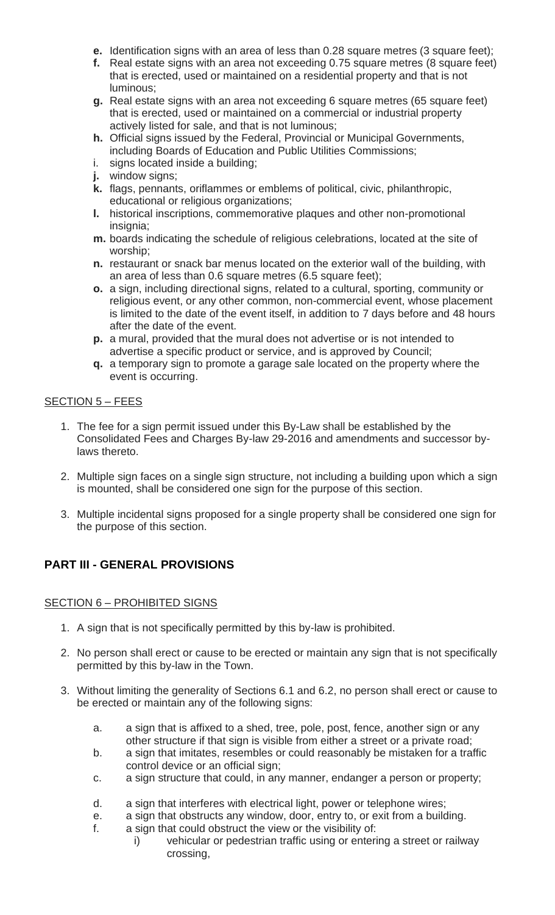- **e.** Identification signs with an area of less than 0.28 square metres (3 square feet);
- **f.** Real estate signs with an area not exceeding 0.75 square metres (8 square feet) that is erected, used or maintained on a residential property and that is not luminous;
- **g.** Real estate signs with an area not exceeding 6 square metres (65 square feet) that is erected, used or maintained on a commercial or industrial property actively listed for sale, and that is not luminous;
- **h.** Official signs issued by the Federal, Provincial or Municipal Governments, including Boards of Education and Public Utilities Commissions;
- i. signs located inside a building;
- **j.** window signs;
- **k.** flags, pennants, oriflammes or emblems of political, civic, philanthropic, educational or religious organizations;
- **l.** historical inscriptions, commemorative plaques and other non-promotional insignia;
- **m.** boards indicating the schedule of religious celebrations, located at the site of worship;
- **n.** restaurant or snack bar menus located on the exterior wall of the building, with an area of less than 0.6 square metres (6.5 square feet);
- **o.** a sign, including directional signs, related to a cultural, sporting, community or religious event, or any other common, non-commercial event, whose placement is limited to the date of the event itself, in addition to 7 days before and 48 hours after the date of the event.
- **p.** a mural, provided that the mural does not advertise or is not intended to advertise a specific product or service, and is approved by Council;
- **q.** a temporary sign to promote a garage sale located on the property where the event is occurring.

SECTION 5 – FEES

1. The fee for a sign permit issued under this By-Law shall be established by the Consolidated Fees and Charges By-law 29-2016 and amendments and successor by-laws thereto.
2. Multiple sign faces on a single sign structure, not including a building upon which a sign is mounted, shall be considered one sign for the purpose of this section.
3. Multiple incidental signs proposed for a single property shall be considered one sign for the purpose of this section.

## PART III - GENERAL PROVISIONS

SECTION 6 – PROHIBITED SIGNS

1. A sign that is not specifically permitted by this by-law is prohibited.
2. No person shall erect or cause to be erected or maintain any sign that is not specifically permitted by this by-law in the Town.
3. Without limiting the generality of Sections 6.1 and 6.2, no person shall erect or cause to be erected or maintain any of the following signs:
   - a. a sign that is affixed to a shed, tree, pole, post, fence, another sign or any other structure if that sign is visible from either a street or a private road;
   - b. a sign that imitates, resembles or could reasonably be mistaken for a traffic control device or an official sign;
   - c. a sign structure that could, in any manner, endanger a person or property;
   - d. a sign that interferes with electrical light, power or telephone wires;
   - e. a sign that obstructs any window, door, entry to, or exit from a building.
   - f. a sign that could obstruct the view or the visibility of:
     - i) vehicular or pedestrian traffic using or entering a street or railway crossing,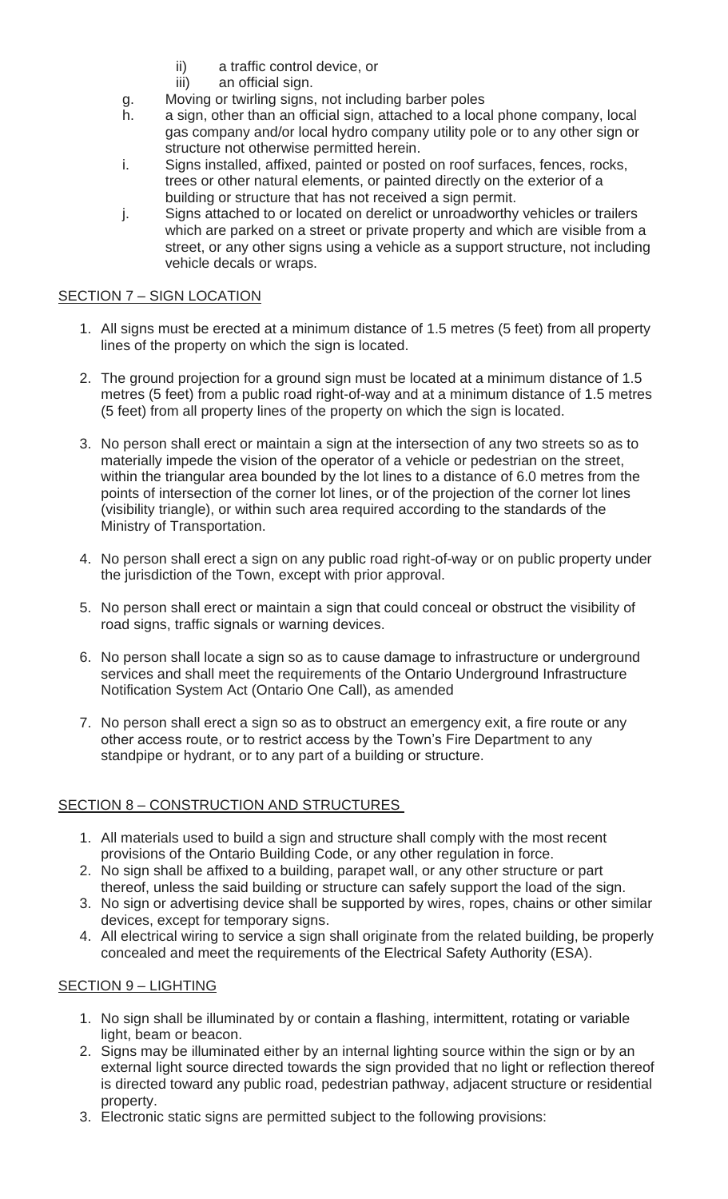ii) a traffic control device, or
   iii) an official sign.

g. Moving or twirling signs, not including barber poles

h. a sign, other than an official sign, attached to a local phone company, local gas company and/or local hydro company utility pole or to any other sign or structure not otherwise permitted herein.

i. Signs installed, affixed, painted or posted on roof surfaces, fences, rocks, trees or other natural elements, or painted directly on the exterior of a building or structure that has not received a sign permit.

j. Signs attached to or located on derelict or unroadworthy vehicles or trailers which are parked on a street or private property and which are visible from a street, or any other signs using a vehicle as a support structure, not including vehicle decals or wraps.

## SECTION 7 – SIGN LOCATION

1. All signs must be erected at a minimum distance of 1.5 metres (5 feet) from all property lines of the property on which the sign is located.

2. The ground projection for a ground sign must be located at a minimum distance of 1.5 metres (5 feet) from a public road right-of-way and at a minimum distance of 1.5 metres (5 feet) from all property lines of the property on which the sign is located.

3. No person shall erect or maintain a sign at the intersection of any two streets so as to materially impede the vision of the operator of a vehicle or pedestrian on the street, within the triangular area bounded by the lot lines to a distance of 6.0 metres from the points of intersection of the corner lot lines, or of the projection of the corner lot lines (visibility triangle), or within such area required according to the standards of the Ministry of Transportation.

4. No person shall erect a sign on any public road right-of-way or on public property under the jurisdiction of the Town, except with prior approval.

5. No person shall erect or maintain a sign that could conceal or obstruct the visibility of road signs, traffic signals or warning devices.

6. No person shall locate a sign so as to cause damage to infrastructure or underground services and shall meet the requirements of the Ontario Underground Infrastructure Notification System Act (Ontario One Call), as amended

7. No person shall erect a sign so as to obstruct an emergency exit, a fire route or any other access route, or to restrict access by the Town's Fire Department to any standpipe or hydrant, or to any part of a building or structure.

## SECTION 8 – CONSTRUCTION AND STRUCTURES

1. All materials used to build a sign and structure shall comply with the most recent provisions of the Ontario Building Code, or any other regulation in force.
2. No sign shall be affixed to a building, parapet wall, or any other structure or part thereof, unless the said building or structure can safely support the load of the sign.
3. No sign or advertising device shall be supported by wires, ropes, chains or other similar devices, except for temporary signs.
4. All electrical wiring to service a sign shall originate from the related building, be properly concealed and meet the requirements of the Electrical Safety Authority (ESA).

## SECTION 9 – LIGHTING

1. No sign shall be illuminated by or contain a flashing, intermittent, rotating or variable light, beam or beacon.
2. Signs may be illuminated either by an internal lighting source within the sign or by an external light source directed towards the sign provided that no light or reflection thereof is directed toward any public road, pedestrian pathway, adjacent structure or residential property.
3. Electronic static signs are permitted subject to the following provisions: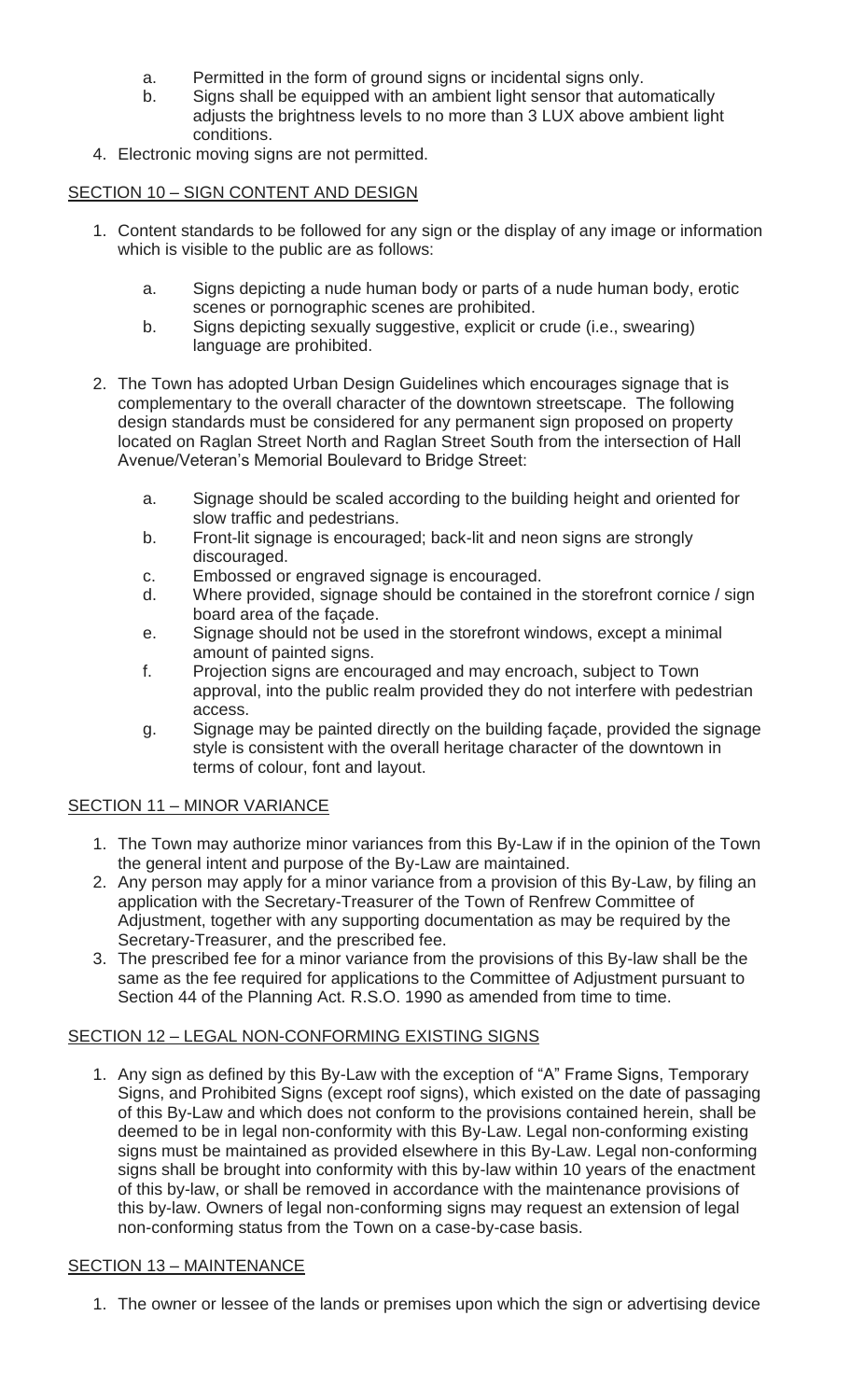a. Permitted in the form of ground signs or incidental signs only.
b. Signs shall be equipped with an ambient light sensor that automatically adjusts the brightness levels to no more than 3 LUX above ambient light conditions.

4. Electronic moving signs are not permitted.

## SECTION 10 – SIGN CONTENT AND DESIGN

1. Content standards to be followed for any sign or the display of any image or information which is visible to the public are as follows:

   a. Signs depicting a nude human body or parts of a nude human body, erotic scenes or pornographic scenes are prohibited.
   b. Signs depicting sexually suggestive, explicit or crude (i.e., swearing) language are prohibited.

2. The Town has adopted Urban Design Guidelines which encourages signage that is complementary to the overall character of the downtown streetscape. The following design standards must be considered for any permanent sign proposed on property located on Raglan Street North and Raglan Street South from the intersection of Hall Avenue/Veteran's Memorial Boulevard to Bridge Street:

   a. Signage should be scaled according to the building height and oriented for slow traffic and pedestrians.
   b. Front-lit signage is encouraged; back-lit and neon signs are strongly discouraged.
   c. Embossed or engraved signage is encouraged.
   d. Where provided, signage should be contained in the storefront cornice / sign board area of the façade.
   e. Signage should not be used in the storefront windows, except a minimal amount of painted signs.
   f. Projection signs are encouraged and may encroach, subject to Town approval, into the public realm provided they do not interfere with pedestrian access.
   g. Signage may be painted directly on the building façade, provided the signage style is consistent with the overall heritage character of the downtown in terms of colour, font and layout.

## SECTION 11 – MINOR VARIANCE

1. The Town may authorize minor variances from this By-Law if in the opinion of the Town the general intent and purpose of the By-Law are maintained.
2. Any person may apply for a minor variance from a provision of this By-Law, by filing an application with the Secretary-Treasurer of the Town of Renfrew Committee of Adjustment, together with any supporting documentation as may be required by the Secretary-Treasurer, and the prescribed fee.
3. The prescribed fee for a minor variance from the provisions of this By-law shall be the same as the fee required for applications to the Committee of Adjustment pursuant to Section 44 of the Planning Act. R.S.O. 1990 as amended from time to time.

## SECTION 12 – LEGAL NON-CONFORMING EXISTING SIGNS

1. Any sign as defined by this By-Law with the exception of "A" Frame Signs, Temporary Signs, and Prohibited Signs (except roof signs), which existed on the date of passaging of this By-Law and which does not conform to the provisions contained herein, shall be deemed to be in legal non-conformity with this By-Law. Legal non-conforming existing signs must be maintained as provided elsewhere in this By-Law. Legal non-conforming signs shall be brought into conformity with this by-law within 10 years of the enactment of this by-law, or shall be removed in accordance with the maintenance provisions of this by-law. Owners of legal non-conforming signs may request an extension of legal non-conforming status from the Town on a case-by-case basis.

## SECTION 13 – MAINTENANCE

1. The owner or lessee of the lands or premises upon which the sign or advertising device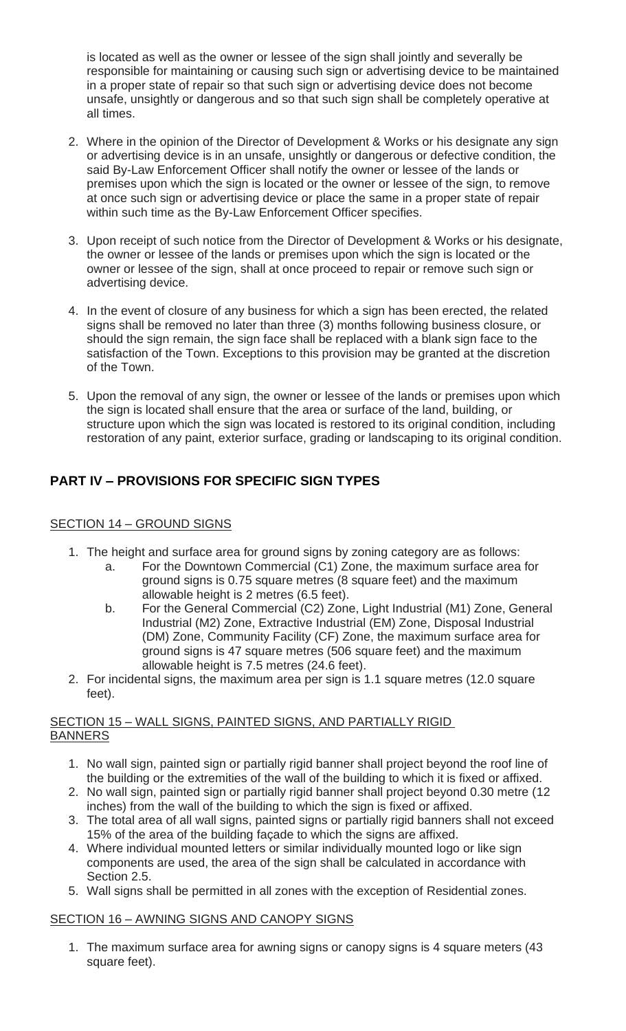is located as well as the owner or lessee of the sign shall jointly and severally be responsible for maintaining or causing such sign or advertising device to be maintained in a proper state of repair so that such sign or advertising device does not become unsafe, unsightly or dangerous and so that such sign shall be completely operative at all times.

2. Where in the opinion of the Director of Development & Works or his designate any sign or advertising device is in an unsafe, unsightly or dangerous or defective condition, the said By-Law Enforcement Officer shall notify the owner or lessee of the lands or premises upon which the sign is located or the owner or lessee of the sign, to remove at once such sign or advertising device or place the same in a proper state of repair within such time as the By-Law Enforcement Officer specifies.

3. Upon receipt of such notice from the Director of Development & Works or his designate, the owner or lessee of the lands or premises upon which the sign is located or the owner or lessee of the sign, shall at once proceed to repair or remove such sign or advertising device.

4. In the event of closure of any business for which a sign has been erected, the related signs shall be removed no later than three (3) months following business closure, or should the sign remain, the sign face shall be replaced with a blank sign face to the satisfaction of the Town. Exceptions to this provision may be granted at the discretion of the Town.

5. Upon the removal of any sign, the owner or lessee of the lands or premises upon which the sign is located shall ensure that the area or surface of the land, building, or structure upon which the sign was located is restored to its original condition, including restoration of any paint, exterior surface, grading or landscaping to its original condition.

## PART IV – PROVISIONS FOR SPECIFIC SIGN TYPES

### SECTION 14 – GROUND SIGNS

1. The height and surface area for ground signs by zoning category are as follows:
   a. For the Downtown Commercial (C1) Zone, the maximum surface area for ground signs is 0.75 square metres (8 square feet) and the maximum allowable height is 2 metres (6.5 feet).
   b. For the General Commercial (C2) Zone, Light Industrial (M1) Zone, General Industrial (M2) Zone, Extractive Industrial (EM) Zone, Disposal Industrial (DM) Zone, Community Facility (CF) Zone, the maximum surface area for ground signs is 47 square metres (506 square feet) and the maximum allowable height is 7.5 metres (24.6 feet).
2. For incidental signs, the maximum area per sign is 1.1 square metres (12.0 square feet).

### SECTION 15 – WALL SIGNS, PAINTED SIGNS, AND PARTIALLY RIGID BANNERS

1. No wall sign, painted sign or partially rigid banner shall project beyond the roof line of the building or the extremities of the wall of the building to which it is fixed or affixed.
2. No wall sign, painted sign or partially rigid banner shall project beyond 0.30 metre (12 inches) from the wall of the building to which the sign is fixed or affixed.
3. The total area of all wall signs, painted signs or partially rigid banners shall not exceed 15% of the area of the building façade to which the signs are affixed.
4. Where individual mounted letters or similar individually mounted logo or like sign components are used, the area of the sign shall be calculated in accordance with Section 2.5.
5. Wall signs shall be permitted in all zones with the exception of Residential zones.

### SECTION 16 – AWNING SIGNS AND CANOPY SIGNS

1. The maximum surface area for awning signs or canopy signs is 4 square meters (43 square feet).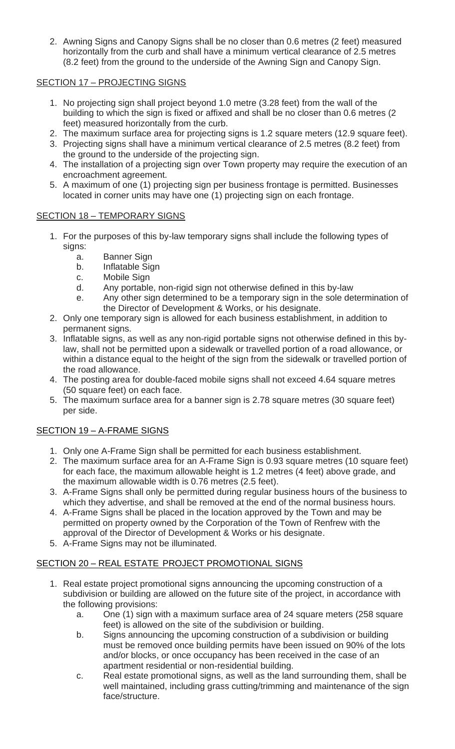2. Awning Signs and Canopy Signs shall be no closer than 0.6 metres (2 feet) measured horizontally from the curb and shall have a minimum vertical clearance of 2.5 metres (8.2 feet) from the ground to the underside of the Awning Sign and Canopy Sign.

## SECTION 17 – PROJECTING SIGNS

1. No projecting sign shall project beyond 1.0 metre (3.28 feet) from the wall of the building to which the sign is fixed or affixed and shall be no closer than 0.6 metres (2 feet) measured horizontally from the curb.
2. The maximum surface area for projecting signs is 1.2 square meters (12.9 square feet).
3. Projecting signs shall have a minimum vertical clearance of 2.5 metres (8.2 feet) from the ground to the underside of the projecting sign.
4. The installation of a projecting sign over Town property may require the execution of an encroachment agreement.
5. A maximum of one (1) projecting sign per business frontage is permitted. Businesses located in corner units may have one (1) projecting sign on each frontage.

## SECTION 18 – TEMPORARY SIGNS

1. For the purposes of this by-law temporary signs shall include the following types of signs:
   a. Banner Sign
   b. Inflatable Sign
   c. Mobile Sign
   d. Any portable, non-rigid sign not otherwise defined in this by-law
   e. Any other sign determined to be a temporary sign in the sole determination of the Director of Development & Works, or his designate.
2. Only one temporary sign is allowed for each business establishment, in addition to permanent signs.
3. Inflatable signs, as well as any non-rigid portable signs not otherwise defined in this by-law, shall not be permitted upon a sidewalk or travelled portion of a road allowance, or within a distance equal to the height of the sign from the sidewalk or travelled portion of the road allowance.
4. The posting area for double-faced mobile signs shall not exceed 4.64 square metres (50 square feet) on each face.
5. The maximum surface area for a banner sign is 2.78 square metres (30 square feet) per side.

## SECTION 19 – A-FRAME SIGNS

1. Only one A-Frame Sign shall be permitted for each business establishment.
2. The maximum surface area for an A-Frame Sign is 0.93 square metres (10 square feet) for each face, the maximum allowable height is 1.2 metres (4 feet) above grade, and the maximum allowable width is 0.76 metres (2.5 feet).
3. A-Frame Signs shall only be permitted during regular business hours of the business to which they advertise, and shall be removed at the end of the normal business hours.
4. A-Frame Signs shall be placed in the location approved by the Town and may be permitted on property owned by the Corporation of the Town of Renfrew with the approval of the Director of Development & Works or his designate.
5. A-Frame Signs may not be illuminated.

## SECTION 20 – REAL ESTATE PROJECT PROMOTIONAL SIGNS

1. Real estate project promotional signs announcing the upcoming construction of a subdivision or building are allowed on the future site of the project, in accordance with the following provisions:
   a. One (1) sign with a maximum surface area of 24 square meters (258 square feet) is allowed on the site of the subdivision or building.
   b. Signs announcing the upcoming construction of a subdivision or building must be removed once building permits have been issued on 90% of the lots and/or blocks, or once occupancy has been received in the case of an apartment residential or non-residential building.
   c. Real estate promotional signs, as well as the land surrounding them, shall be well maintained, including grass cutting/trimming and maintenance of the sign face/structure.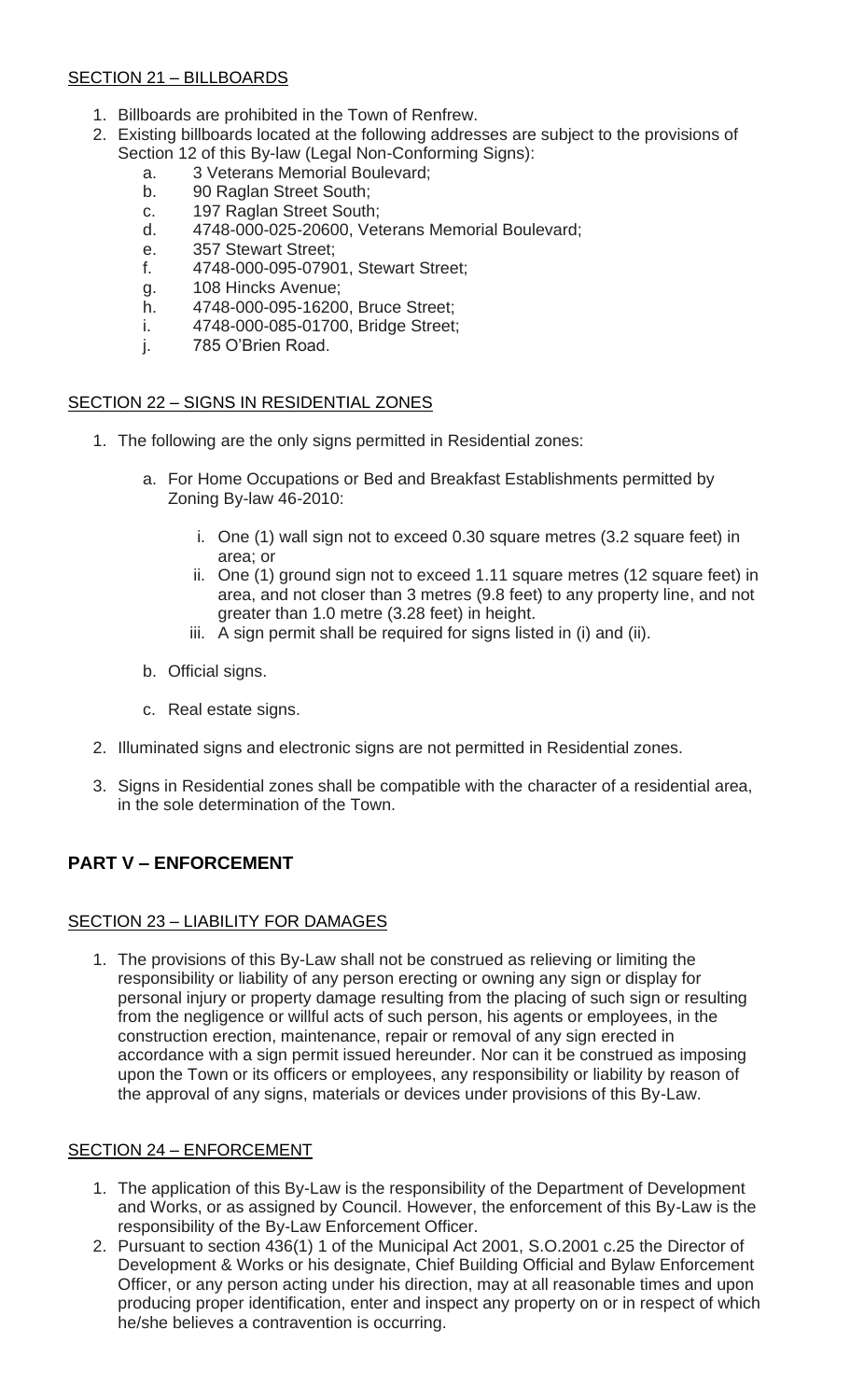SECTION 21 – BILLBOARDS

1. Billboards are prohibited in the Town of Renfrew.
2. Existing billboards located at the following addresses are subject to the provisions of Section 12 of this By-law (Legal Non-Conforming Signs):
   a. 3 Veterans Memorial Boulevard;
   b. 90 Raglan Street South;
   c. 197 Raglan Street South;
   d. 4748-000-025-20600, Veterans Memorial Boulevard;
   e. 357 Stewart Street;
   f. 4748-000-095-07901, Stewart Street;
   g. 108 Hincks Avenue;
   h. 4748-000-095-16200, Bruce Street;
   i. 4748-000-085-01700, Bridge Street;
   j. 785 O'Brien Road.

SECTION 22 – SIGNS IN RESIDENTIAL ZONES

1. The following are the only signs permitted in Residential zones:
   a. For Home Occupations or Bed and Breakfast Establishments permitted by Zoning By-law 46-2010:
      i. One (1) wall sign not to exceed 0.30 square metres (3.2 square feet) in area; or
      ii. One (1) ground sign not to exceed 1.11 square metres (12 square feet) in area, and not closer than 3 metres (9.8 feet) to any property line, and not greater than 1.0 metre (3.28 feet) in height.
      iii. A sign permit shall be required for signs listed in (i) and (ii).
   b. Official signs.
   c. Real estate signs.
2. Illuminated signs and electronic signs are not permitted in Residential zones.
3. Signs in Residential zones shall be compatible with the character of a residential area, in the sole determination of the Town.

## PART V – ENFORCEMENT

SECTION 23 – LIABILITY FOR DAMAGES

1. The provisions of this By-Law shall not be construed as relieving or limiting the responsibility or liability of any person erecting or owning any sign or display for personal injury or property damage resulting from the placing of such sign or resulting from the negligence or willful acts of such person, his agents or employees, in the construction erection, maintenance, repair or removal of any sign erected in accordance with a sign permit issued hereunder. Nor can it be construed as imposing upon the Town or its officers or employees, any responsibility or liability by reason of the approval of any signs, materials or devices under provisions of this By-Law.

SECTION 24 – ENFORCEMENT

1. The application of this By-Law is the responsibility of the Department of Development and Works, or as assigned by Council. However, the enforcement of this By-Law is the responsibility of the By-Law Enforcement Officer.
2. Pursuant to section 436(1) 1 of the Municipal Act 2001, S.O.2001 c.25 the Director of Development & Works or his designate, Chief Building Official and Bylaw Enforcement Officer, or any person acting under his direction, may at all reasonable times and upon producing proper identification, enter and inspect any property on or in respect of which he/she believes a contravention is occurring.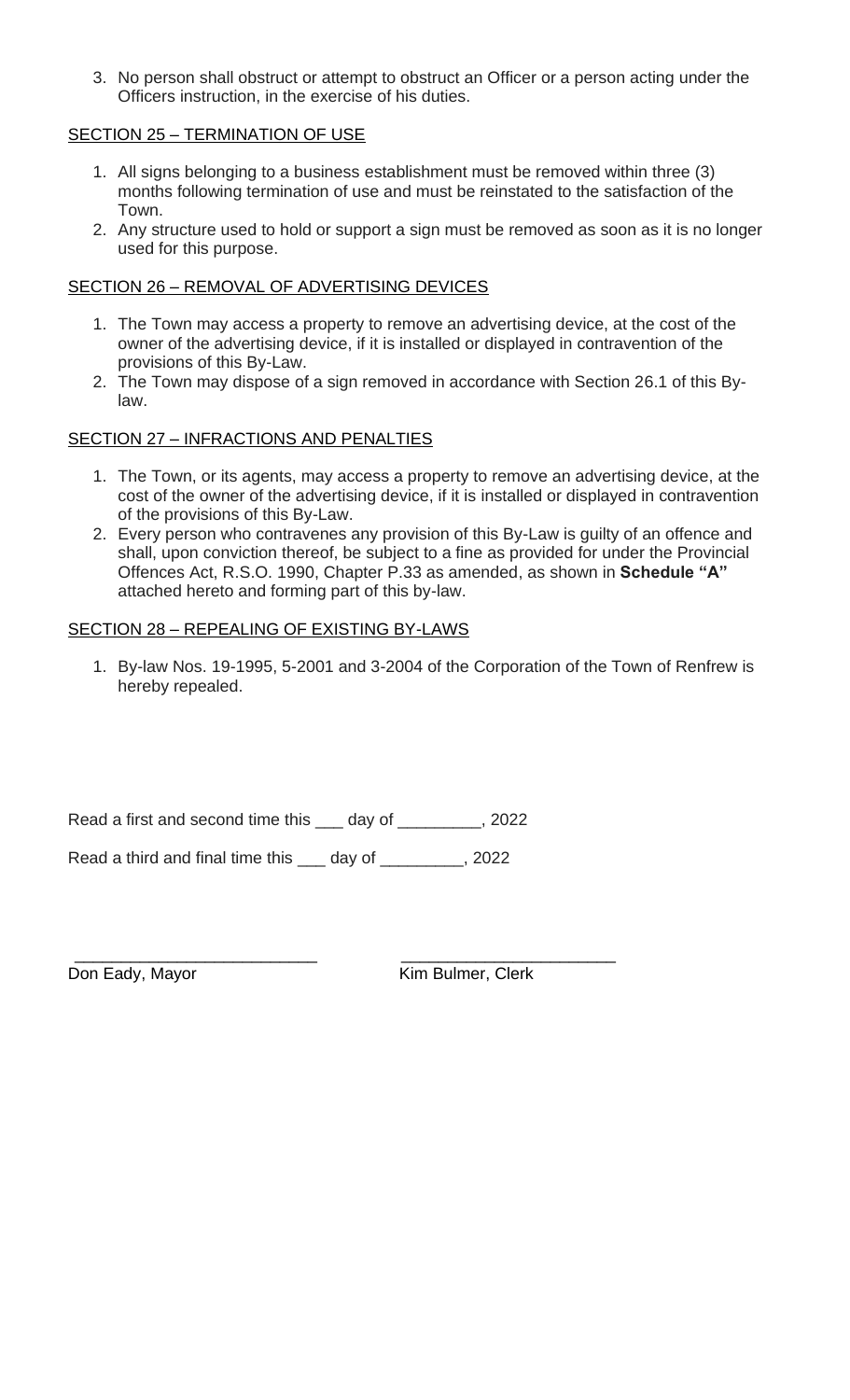3. No person shall obstruct or attempt to obstruct an Officer or a person acting under the Officers instruction, in the exercise of his duties.

## SECTION 25 – TERMINATION OF USE

1. All signs belonging to a business establishment must be removed within three (3) months following termination of use and must be reinstated to the satisfaction of the Town.
2. Any structure used to hold or support a sign must be removed as soon as it is no longer used for this purpose.

## SECTION 26 – REMOVAL OF ADVERTISING DEVICES

1. The Town may access a property to remove an advertising device, at the cost of the owner of the advertising device, if it is installed or displayed in contravention of the provisions of this By-Law.
2. The Town may dispose of a sign removed in accordance with Section 26.1 of this By-law.

## SECTION 27 – INFRACTIONS AND PENALTIES

1. The Town, or its agents, may access a property to remove an advertising device, at the cost of the owner of the advertising device, if it is installed or displayed in contravention of the provisions of this By-Law.
2. Every person who contravenes any provision of this By-Law is guilty of an offence and shall, upon conviction thereof, be subject to a fine as provided for under the Provincial Offences Act, R.S.O. 1990, Chapter P.33 as amended, as shown in **Schedule "A"** attached hereto and forming part of this by-law.

## SECTION 28 – REPEALING OF EXISTING BY-LAWS

1. By-law Nos. 19-1995, 5-2001 and 3-2004 of the Corporation of the Town of Renfrew is hereby repealed.

Read a first and second time this ___ day of _________, 2022

Read a third and final time this ___ day of _________, 2022

__________________________ &nbsp;&nbsp;&nbsp;&nbsp;&nbsp;&nbsp; _______________________

Don Eady, Mayor &nbsp;&nbsp;&nbsp;&nbsp;&nbsp;&nbsp; Kim Bulmer, Clerk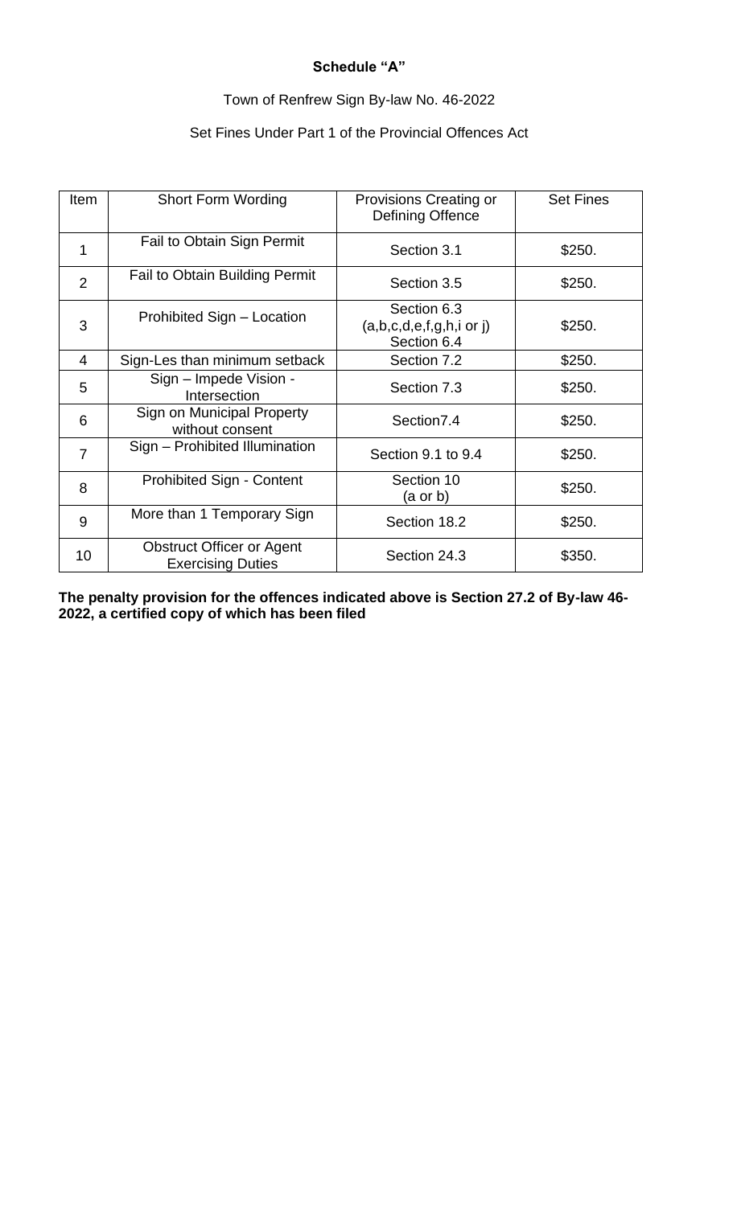**Schedule “A”**

Town of Renfrew Sign By-law No. 46-2022

Set Fines Under Part 1 of the Provincial Offences Act

| Item | Short Form Wording | Provisions Creating or Defining Offence | Set Fines |
|---|---|---|---|
| 1 | Fail to Obtain Sign Permit | Section 3.1 | $250. |
| 2 | Fail to Obtain Building Permit | Section 3.5 | $250. |
| 3 | Prohibited Sign – Location | Section 6.3 (a,b,c,d,e,f,g,h,i or j) Section 6.4 | $250. |
| 4 | Sign-Les than minimum setback | Section 7.2 | $250. |
| 5 | Sign – Impede Vision - Intersection | Section 7.3 | $250. |
| 6 | Sign on Municipal Property without consent | Section7.4 | $250. |
| 7 | Sign – Prohibited Illumination | Section 9.1 to 9.4 | $250. |
| 8 | Prohibited Sign - Content | Section 10 (a or b) | $250. |
| 9 | More than 1 Temporary Sign | Section 18.2 | $250. |
| 10 | Obstruct Officer or Agent Exercising Duties | Section 24.3 | $350. |

**The penalty provision for the offences indicated above is Section 27.2 of By-law 46-2022, a certified copy of which has been filed**